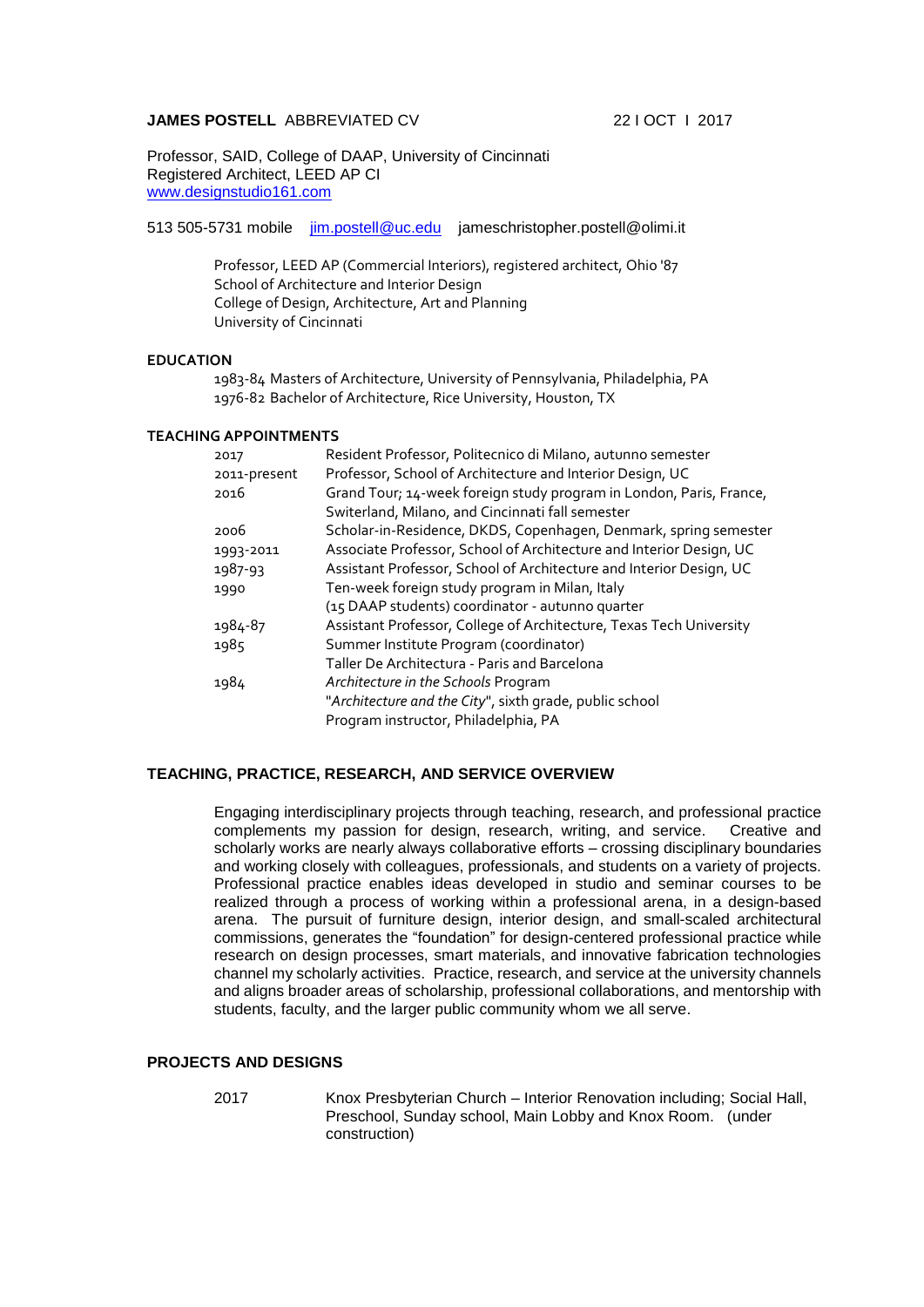**JAMES POSTELL** ABBREVIATED CV 22 I OCT I 2017

Professor, SAID, College of DAAP, University of Cincinnati
Registered Architect, LEED AP CI
www.designstudio161.com

513 505-5731 mobile jim.postell@uc.edu jameschristopher.postell@olimi.it

Professor, LEED AP (Commercial Interiors), registered architect, Ohio '87
School of Architecture and Interior Design
College of Design, Architecture, Art and Planning
University of Cincinnati

## EDUCATION

1983-84 Masters of Architecture, University of Pennsylvania, Philadelphia, PA
1976-82 Bachelor of Architecture, Rice University, Houston, TX

## TEACHING APPOINTMENTS

| | |
|---|---|
| 2017 | Resident Professor, Politecnico di Milano, autunno semester |
| 2011-present | Professor, School of Architecture and Interior Design, UC |
| 2016 | Grand Tour; 14-week foreign study program in London, Paris, France, Switerland, Milano, and Cincinnati fall semester |
| 2006 | Scholar-in-Residence, DKDS, Copenhagen, Denmark, spring semester |
| 1993-2011 | Associate Professor, School of Architecture and Interior Design, UC |
| 1987-93 | Assistant Professor, School of Architecture and Interior Design, UC |
| 1990 | Ten-week foreign study program in Milan, Italy (15 DAAP students) coordinator - autunno quarter |
| 1984-87 | Assistant Professor, College of Architecture, Texas Tech University |
| 1985 | Summer Institute Program (coordinator) Taller De Architectura - Paris and Barcelona |
| 1984 | *Architecture in the Schools* Program "*Architecture and the City*", sixth grade, public school Program instructor, Philadelphia, PA |

## TEACHING, PRACTICE, RESEARCH, AND SERVICE OVERVIEW

Engaging interdisciplinary projects through teaching, research, and professional practice complements my passion for design, research, writing, and service. Creative and scholarly works are nearly always collaborative efforts – crossing disciplinary boundaries and working closely with colleagues, professionals, and students on a variety of projects. Professional practice enables ideas developed in studio and seminar courses to be realized through a process of working within a professional arena, in a design-based arena. The pursuit of furniture design, interior design, and small-scaled architectural commissions, generates the "foundation" for design-centered professional practice while research on design processes, smart materials, and innovative fabrication technologies channel my scholarly activities. Practice, research, and service at the university channels and aligns broader areas of scholarship, professional collaborations, and mentorship with students, faculty, and the larger public community whom we all serve.

## PROJECTS AND DESIGNS

| | |
|---|---|
| 2017 | Knox Presbyterian Church – Interior Renovation including; Social Hall, Preschool, Sunday school, Main Lobby and Knox Room. (under construction) |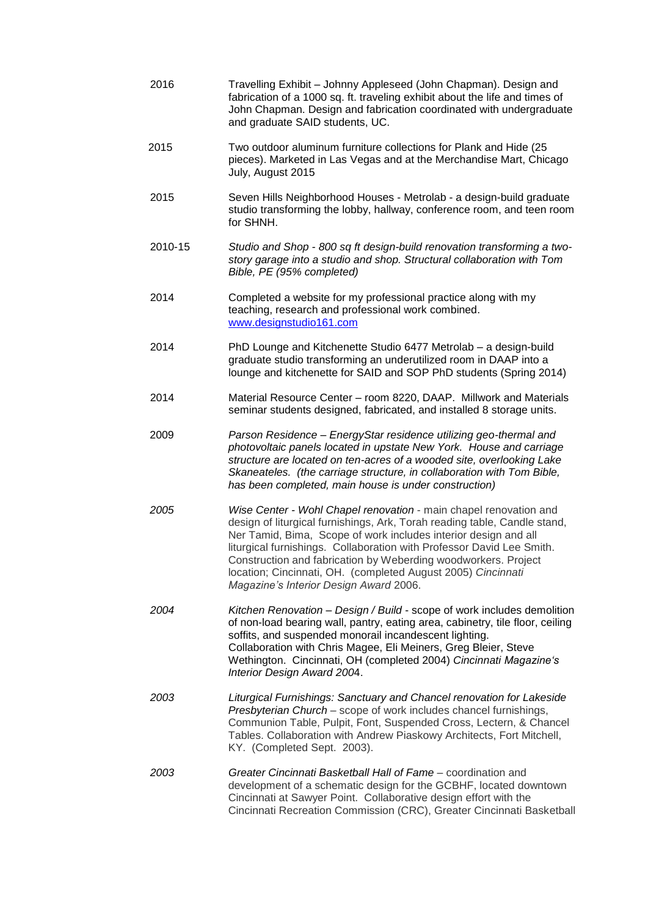| | |
|---|---|
| 2016 | Travelling Exhibit – Johnny Appleseed (John Chapman). Design and fabrication of a 1000 sq. ft. traveling exhibit about the life and times of John Chapman. Design and fabrication coordinated with undergraduate and graduate SAID students, UC. |
| 2015 | Two outdoor aluminum furniture collections for Plank and Hide (25 pieces). Marketed in Las Vegas and at the Merchandise Mart, Chicago July, August 2015 |
| 2015 | Seven Hills Neighborhood Houses - Metrolab - a design-build graduate studio transforming the lobby, hallway, conference room, and teen room for SHNH. |
| 2010-15 | *Studio and Shop - 800 sq ft design-build renovation transforming a two-story garage into a studio and shop. Structural collaboration with Tom Bible, PE (95% completed)* |
| 2014 | Completed a website for my professional practice along with my teaching, research and professional work combined. [www.designstudio161.com](www.designstudio161.com) |
| 2014 | PhD Lounge and Kitchenette Studio 6477 Metrolab – a design-build graduate studio transforming an underutilized room in DAAP into a lounge and kitchenette for SAID and SOP PhD students (Spring 2014) |
| 2014 | Material Resource Center – room 8220, DAAP. Millwork and Materials seminar students designed, fabricated, and installed 8 storage units. |
| 2009 | *Parson Residence – EnergyStar residence utilizing geo-thermal and photovoltaic panels located in upstate New York. House and carriage structure are located on ten-acres of a wooded site, overlooking Lake Skaneateles. (the carriage structure, in collaboration with Tom Bible, has been completed, main house is under construction)* |
| *2005* | *Wise Center - Wohl Chapel renovation* - main chapel renovation and design of liturgical furnishings, Ark, Torah reading table, Candle stand, Ner Tamid, Bima, Scope of work includes interior design and all liturgical furnishings. Collaboration with Professor David Lee Smith. Construction and fabrication by Weberding woodworkers. Project location; Cincinnati, OH. (completed August 2005) *Cincinnati Magazine's Interior Design Award* 2006. |
| *2004* | *Kitchen Renovation – Design / Build* - scope of work includes demolition of non-load bearing wall, pantry, eating area, cabinetry, tile floor, ceiling soffits, and suspended monorail incandescent lighting. Collaboration with Chris Magee, Eli Meiners, Greg Bleier, Steve Wethington. Cincinnati, OH (completed 2004) *Cincinnati Magazine's Interior Design Award 2004*. |
| *2003* | *Liturgical Furnishings: Sanctuary and Chancel renovation for Lakeside Presbyterian Church* – scope of work includes chancel furnishings, Communion Table, Pulpit, Font, Suspended Cross, Lectern, & Chancel Tables. Collaboration with Andrew Piaskowy Architects, Fort Mitchell, KY. (Completed Sept. 2003). |
| *2003* | *Greater Cincinnati Basketball Hall of Fame* – coordination and development of a schematic design for the GCBHF, located downtown Cincinnati at Sawyer Point. Collaborative design effort with the Cincinnati Recreation Commission (CRC), Greater Cincinnati Basketball |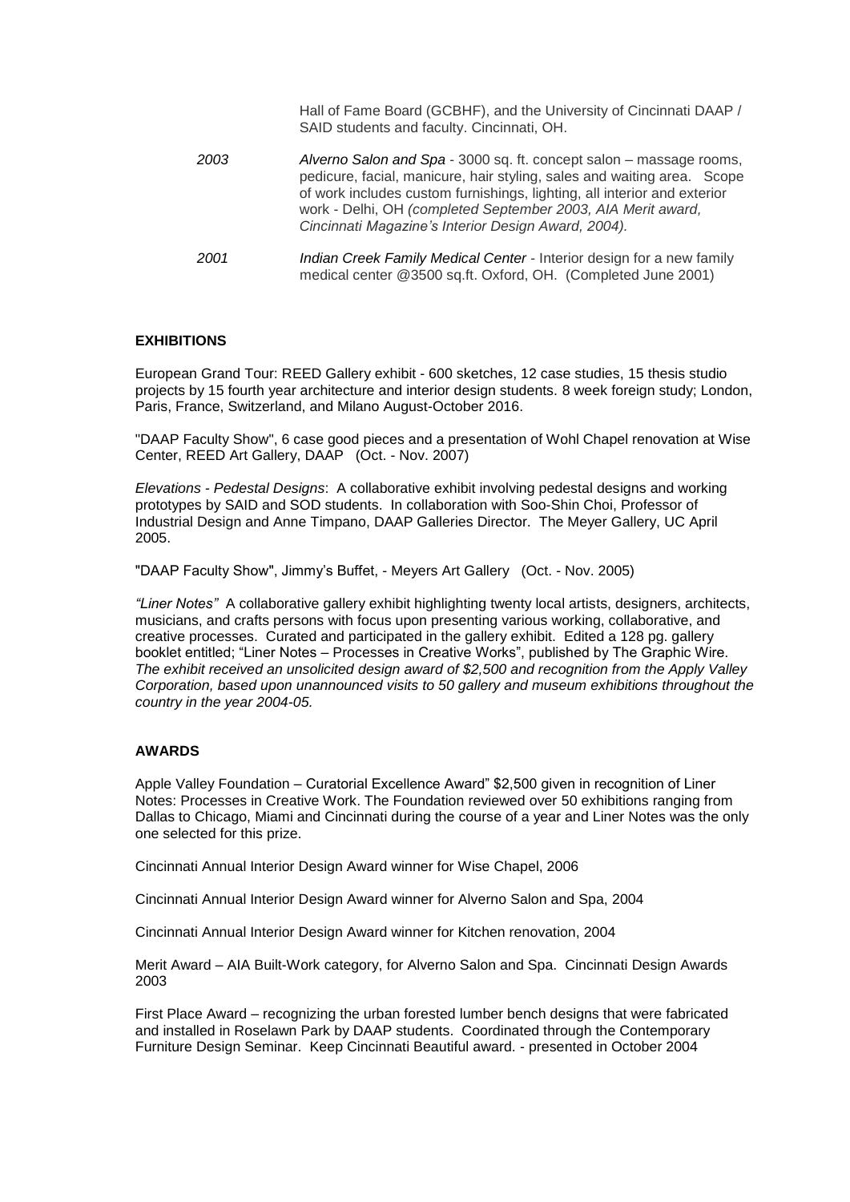Hall of Fame Board (GCBHF), and the University of Cincinnati DAAP / SAID students and faculty. Cincinnati, OH.

*2003* *Alverno Salon and Spa* - 3000 sq. ft. concept salon – massage rooms, pedicure, facial, manicure, hair styling, sales and waiting area. Scope of work includes custom furnishings, lighting, all interior and exterior work - Delhi, OH *(completed September 2003, AIA Merit award, Cincinnati Magazine's Interior Design Award, 2004).*

*2001* *Indian Creek Family Medical Center* - Interior design for a new family medical center @3500 sq.ft. Oxford, OH. (Completed June 2001)

**EXHIBITIONS**

European Grand Tour: REED Gallery exhibit - 600 sketches, 12 case studies, 15 thesis studio projects by 15 fourth year architecture and interior design students. 8 week foreign study; London, Paris, France, Switzerland, and Milano August-October 2016.

"DAAP Faculty Show", 6 case good pieces and a presentation of Wohl Chapel renovation at Wise Center, REED Art Gallery, DAAP (Oct. - Nov. 2007)

*Elevations - Pedestal Designs*: A collaborative exhibit involving pedestal designs and working prototypes by SAID and SOD students. In collaboration with Soo-Shin Choi, Professor of Industrial Design and Anne Timpano, DAAP Galleries Director. The Meyer Gallery, UC April 2005.

"DAAP Faculty Show", Jimmy's Buffet, - Meyers Art Gallery (Oct. - Nov. 2005)

*"Liner Notes"* A collaborative gallery exhibit highlighting twenty local artists, designers, architects, musicians, and crafts persons with focus upon presenting various working, collaborative, and creative processes. Curated and participated in the gallery exhibit. Edited a 128 pg. gallery booklet entitled; "Liner Notes – Processes in Creative Works", published by The Graphic Wire. *The exhibit received an unsolicited design award of $2,500 and recognition from the Apply Valley Corporation, based upon unannounced visits to 50 gallery and museum exhibitions throughout the country in the year 2004-05.*

**AWARDS**

Apple Valley Foundation – Curatorial Excellence Award" $2,500 given in recognition of Liner Notes: Processes in Creative Work. The Foundation reviewed over 50 exhibitions ranging from Dallas to Chicago, Miami and Cincinnati during the course of a year and Liner Notes was the only one selected for this prize.

Cincinnati Annual Interior Design Award winner for Wise Chapel, 2006

Cincinnati Annual Interior Design Award winner for Alverno Salon and Spa, 2004

Cincinnati Annual Interior Design Award winner for Kitchen renovation, 2004

Merit Award – AIA Built-Work category, for Alverno Salon and Spa. Cincinnati Design Awards 2003

First Place Award – recognizing the urban forested lumber bench designs that were fabricated and installed in Roselawn Park by DAAP students. Coordinated through the Contemporary Furniture Design Seminar. Keep Cincinnati Beautiful award. - presented in October 2004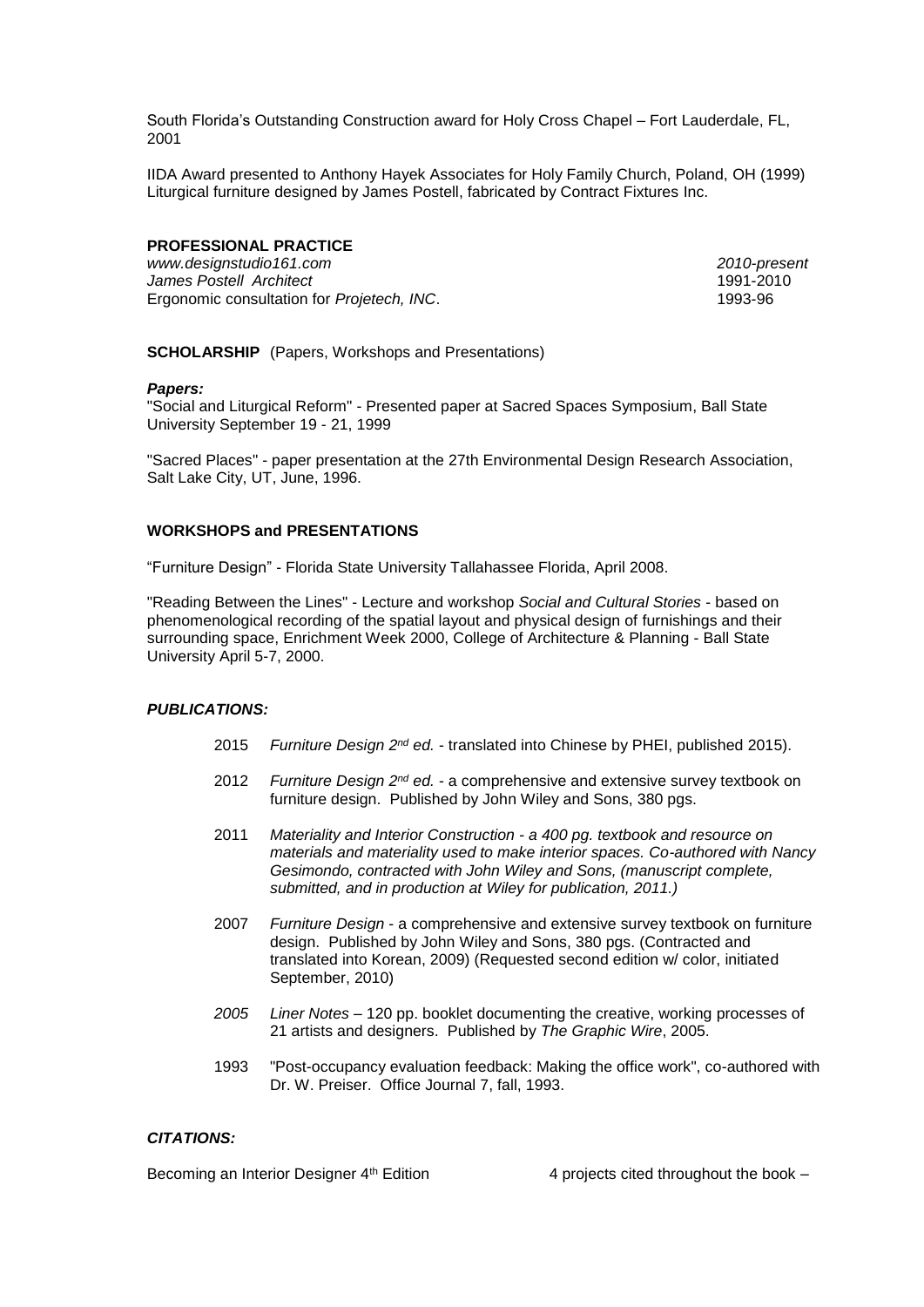South Florida's Outstanding Construction award for Holy Cross Chapel – Fort Lauderdale, FL, 2001

IIDA Award presented to Anthony Hayek Associates for Holy Family Church, Poland, OH (1999) Liturgical furniture designed by James Postell, fabricated by Contract Fixtures Inc.

**PROFESSIONAL PRACTICE**

| | |
|---|---|
| *www.designstudio161.com* | *2010-present* |
| *James Postell Architect* | 1991-2010 |
| Ergonomic consultation for *Projetech, INC*. | 1993-96 |

**SCHOLARSHIP** (Papers, Workshops and Presentations)

***Papers:***

"Social and Liturgical Reform" - Presented paper at Sacred Spaces Symposium, Ball State University September 19 - 21, 1999

"Sacred Places" - paper presentation at the 27th Environmental Design Research Association, Salt Lake City, UT, June, 1996.

**WORKSHOPS and PRESENTATIONS**

"Furniture Design" - Florida State University Tallahassee Florida, April 2008.

"Reading Between the Lines" - Lecture and workshop *Social and Cultural Stories* - based on phenomenological recording of the spatial layout and physical design of furnishings and their surrounding space, Enrichment Week 2000, College of Architecture & Planning - Ball State University April 5-7, 2000.

***PUBLICATIONS:***

- 2015 *Furniture Design 2nd ed.* - translated into Chinese by PHEI, published 2015).
- 2012 *Furniture Design 2nd ed.* - a comprehensive and extensive survey textbook on furniture design. Published by John Wiley and Sons, 380 pgs.
- 2011 *Materiality and Interior Construction - a 400 pg. textbook and resource on materials and materiality used to make interior spaces. Co-authored with Nancy Gesimondo, contracted with John Wiley and Sons, (manuscript complete, submitted, and in production at Wiley for publication, 2011.)*
- 2007 *Furniture Design* - a comprehensive and extensive survey textbook on furniture design. Published by John Wiley and Sons, 380 pgs. (Contracted and translated into Korean, 2009) (Requested second edition w/ color, initiated September, 2010)
- *2005* *Liner Notes* – 120 pp. booklet documenting the creative, working processes of 21 artists and designers. Published by *The Graphic Wire*, 2005.
- 1993 "Post-occupancy evaluation feedback: Making the office work", co-authored with Dr. W. Preiser. Office Journal 7, fall, 1993.

***CITATIONS:***

Becoming an Interior Designer 4th Edition 4 projects cited throughout the book –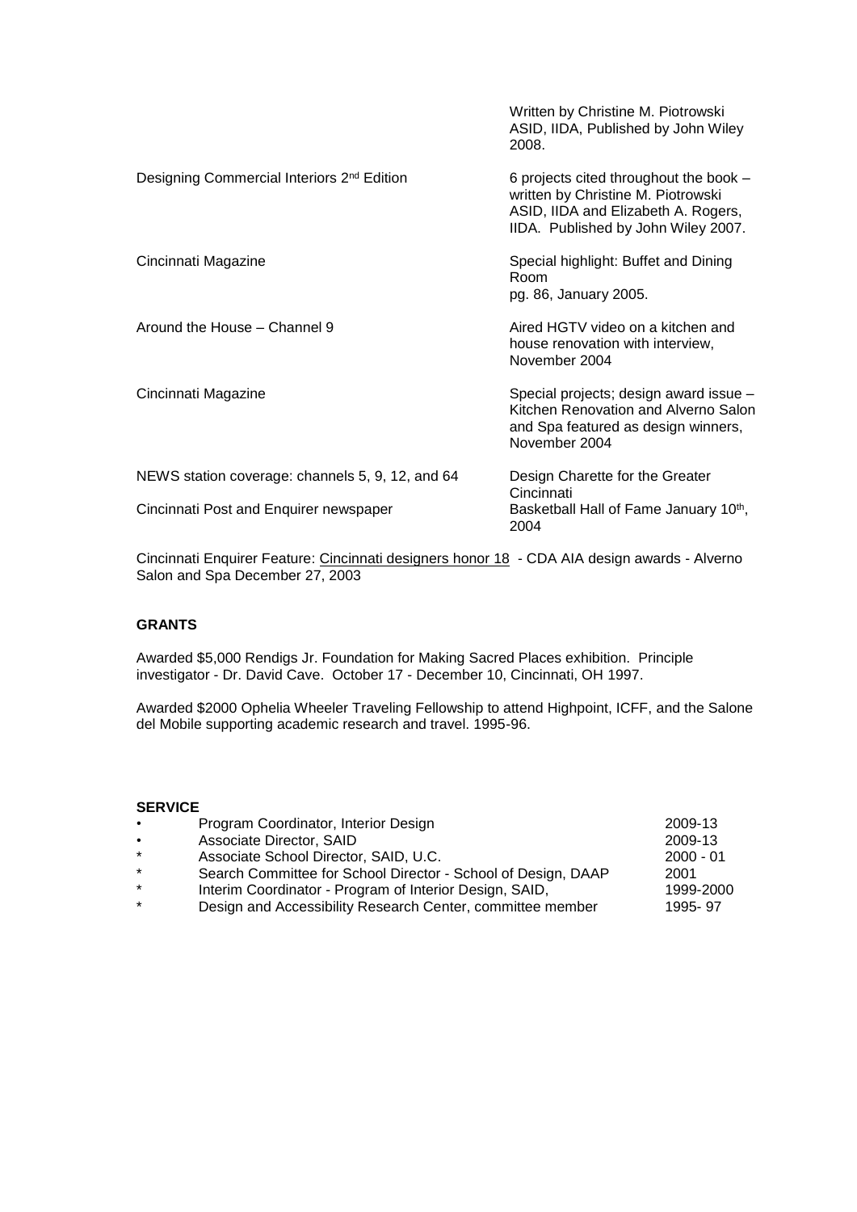| | |
|---|---|
| | Written by Christine M. Piotrowski ASID, IIDA, Published by John Wiley 2008. |
| Designing Commercial Interiors 2nd Edition | 6 projects cited throughout the book – written by Christine M. Piotrowski ASID, IIDA and Elizabeth A. Rogers, IIDA. Published by John Wiley 2007. |
| Cincinnati Magazine | Special highlight: Buffet and Dining Room pg. 86, January 2005. |
| Around the House – Channel 9 | Aired HGTV video on a kitchen and house renovation with interview, November 2004 |
| Cincinnati Magazine | Special projects; design award issue – Kitchen Renovation and Alverno Salon and Spa featured as design winners, November 2004 |
| NEWS station coverage: channels 5, 9, 12, and 64 | Design Charette for the Greater Cincinnati |
| Cincinnati Post and Enquirer newspaper | Basketball Hall of Fame January 10th, 2004 |

Cincinnati Enquirer Feature: Cincinnati designers honor 18 - CDA AIA design awards - Alverno Salon and Spa December 27, 2003

**GRANTS**

Awarded $5,000 Rendigs Jr. Foundation for Making Sacred Places exhibition. Principle investigator - Dr. David Cave. October 17 - December 10, Cincinnati, OH 1997.

Awarded $2000 Ophelia Wheeler Traveling Fellowship to attend Highpoint, ICFF, and the Salone del Mobile supporting academic research and travel. 1995-96.

**SERVICE**

| | | |
|---|---|---|
| • | Program Coordinator, Interior Design | 2009-13 |
| • | Associate Director, SAID | 2009-13 |
| * | Associate School Director, SAID, U.C. | 2000 - 01 |
| * | Search Committee for School Director - School of Design, DAAP | 2001 |
| * | Interim Coordinator - Program of Interior Design, SAID, | 1999-2000 |
| * | Design and Accessibility Research Center, committee member | 1995- 97 |